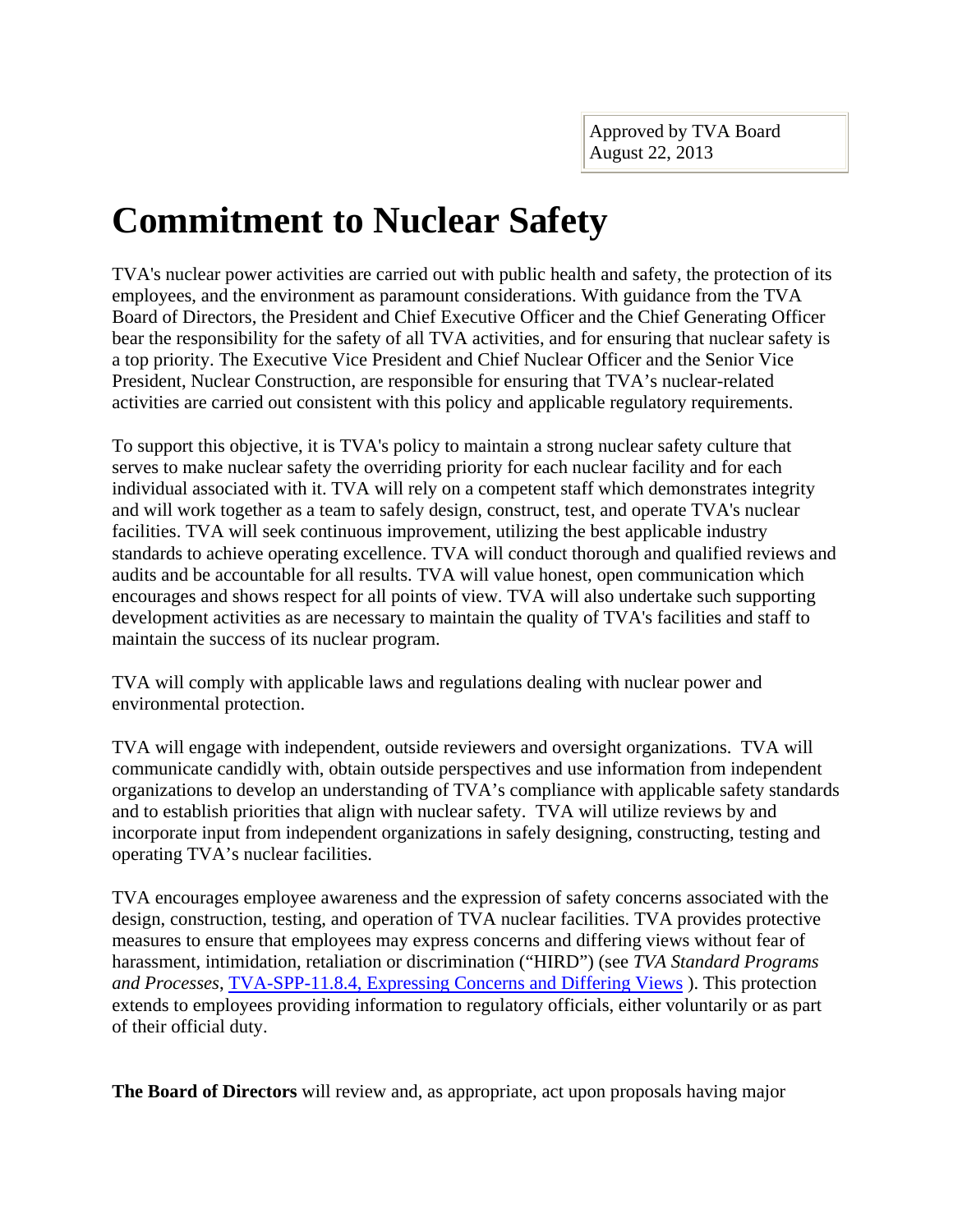Approved by TVA Board
August 22, 2013

# Commitment to Nuclear Safety

TVA's nuclear power activities are carried out with public health and safety, the protection of its employees, and the environment as paramount considerations. With guidance from the TVA Board of Directors, the President and Chief Executive Officer and the Chief Generating Officer bear the responsibility for the safety of all TVA activities, and for ensuring that nuclear safety is a top priority. The Executive Vice President and Chief Nuclear Officer and the Senior Vice President, Nuclear Construction, are responsible for ensuring that TVA's nuclear-related activities are carried out consistent with this policy and applicable regulatory requirements.

To support this objective, it is TVA's policy to maintain a strong nuclear safety culture that serves to make nuclear safety the overriding priority for each nuclear facility and for each individual associated with it. TVA will rely on a competent staff which demonstrates integrity and will work together as a team to safely design, construct, test, and operate TVA's nuclear facilities. TVA will seek continuous improvement, utilizing the best applicable industry standards to achieve operating excellence. TVA will conduct thorough and qualified reviews and audits and be accountable for all results. TVA will value honest, open communication which encourages and shows respect for all points of view. TVA will also undertake such supporting development activities as are necessary to maintain the quality of TVA's facilities and staff to maintain the success of its nuclear program.

TVA will comply with applicable laws and regulations dealing with nuclear power and environmental protection.

TVA will engage with independent, outside reviewers and oversight organizations. TVA will communicate candidly with, obtain outside perspectives and use information from independent organizations to develop an understanding of TVA's compliance with applicable safety standards and to establish priorities that align with nuclear safety. TVA will utilize reviews by and incorporate input from independent organizations in safely designing, constructing, testing and operating TVA's nuclear facilities.

TVA encourages employee awareness and the expression of safety concerns associated with the design, construction, testing, and operation of TVA nuclear facilities. TVA provides protective measures to ensure that employees may express concerns and differing views without fear of harassment, intimidation, retaliation or discrimination ("HIRD") (see *TVA Standard Programs and Processes*, TVA-SPP-11.8.4, Expressing Concerns and Differing Views ). This protection extends to employees providing information to regulatory officials, either voluntarily or as part of their official duty.

**The Board of Directors** will review and, as appropriate, act upon proposals having major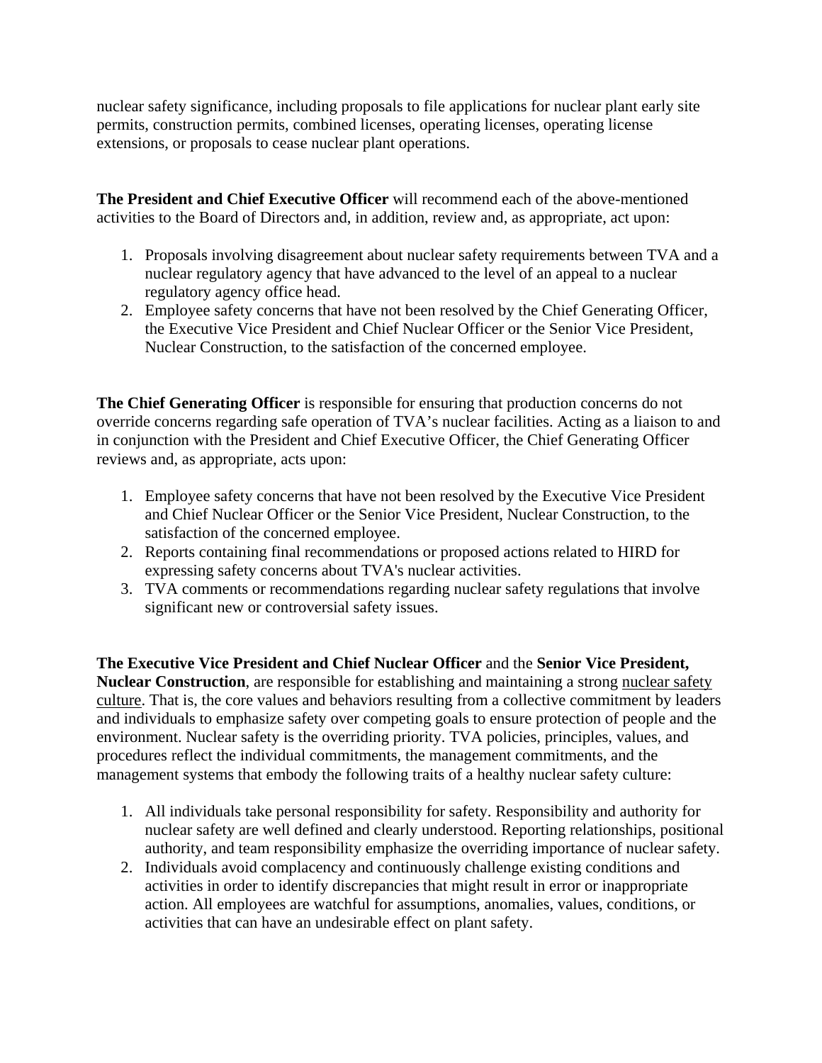nuclear safety significance, including proposals to file applications for nuclear plant early site permits, construction permits, combined licenses, operating licenses, operating license extensions, or proposals to cease nuclear plant operations.

**The President and Chief Executive Officer** will recommend each of the above-mentioned activities to the Board of Directors and, in addition, review and, as appropriate, act upon:

1. Proposals involving disagreement about nuclear safety requirements between TVA and a nuclear regulatory agency that have advanced to the level of an appeal to a nuclear regulatory agency office head.
2. Employee safety concerns that have not been resolved by the Chief Generating Officer, the Executive Vice President and Chief Nuclear Officer or the Senior Vice President, Nuclear Construction, to the satisfaction of the concerned employee.

**The Chief Generating Officer** is responsible for ensuring that production concerns do not override concerns regarding safe operation of TVA's nuclear facilities. Acting as a liaison to and in conjunction with the President and Chief Executive Officer, the Chief Generating Officer reviews and, as appropriate, acts upon:

1. Employee safety concerns that have not been resolved by the Executive Vice President and Chief Nuclear Officer or the Senior Vice President, Nuclear Construction, to the satisfaction of the concerned employee.
2. Reports containing final recommendations or proposed actions related to HIRD for expressing safety concerns about TVA's nuclear activities.
3. TVA comments or recommendations regarding nuclear safety regulations that involve significant new or controversial safety issues.

**The Executive Vice President and Chief Nuclear Officer** and the **Senior Vice President, Nuclear Construction**, are responsible for establishing and maintaining a strong nuclear safety culture. That is, the core values and behaviors resulting from a collective commitment by leaders and individuals to emphasize safety over competing goals to ensure protection of people and the environment. Nuclear safety is the overriding priority. TVA policies, principles, values, and procedures reflect the individual commitments, the management commitments, and the management systems that embody the following traits of a healthy nuclear safety culture:

1. All individuals take personal responsibility for safety. Responsibility and authority for nuclear safety are well defined and clearly understood. Reporting relationships, positional authority, and team responsibility emphasize the overriding importance of nuclear safety.
2. Individuals avoid complacency and continuously challenge existing conditions and activities in order to identify discrepancies that might result in error or inappropriate action. All employees are watchful for assumptions, anomalies, values, conditions, or activities that can have an undesirable effect on plant safety.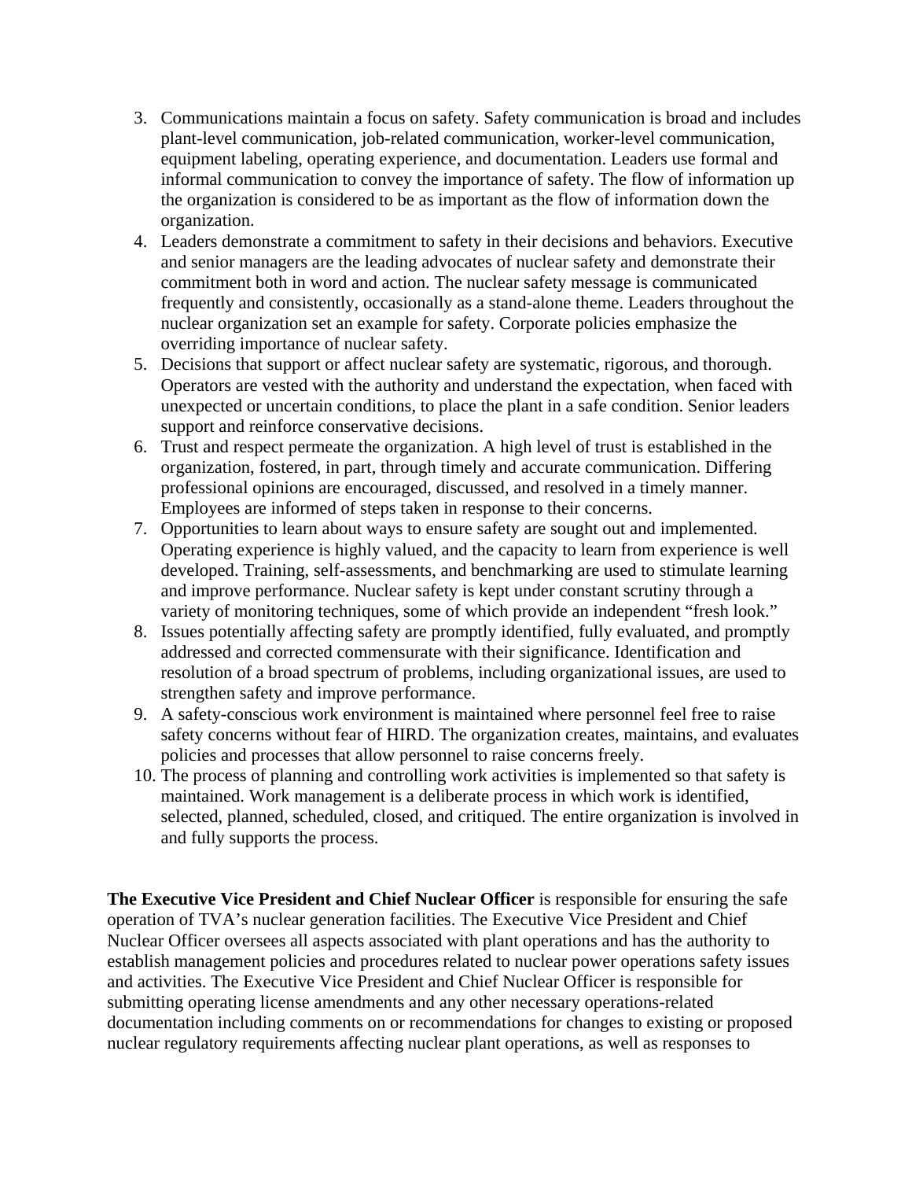3. Communications maintain a focus on safety. Safety communication is broad and includes plant-level communication, job-related communication, worker-level communication, equipment labeling, operating experience, and documentation. Leaders use formal and informal communication to convey the importance of safety. The flow of information up the organization is considered to be as important as the flow of information down the organization.
4. Leaders demonstrate a commitment to safety in their decisions and behaviors. Executive and senior managers are the leading advocates of nuclear safety and demonstrate their commitment both in word and action. The nuclear safety message is communicated frequently and consistently, occasionally as a stand-alone theme. Leaders throughout the nuclear organization set an example for safety. Corporate policies emphasize the overriding importance of nuclear safety.
5. Decisions that support or affect nuclear safety are systematic, rigorous, and thorough. Operators are vested with the authority and understand the expectation, when faced with unexpected or uncertain conditions, to place the plant in a safe condition. Senior leaders support and reinforce conservative decisions.
6. Trust and respect permeate the organization. A high level of trust is established in the organization, fostered, in part, through timely and accurate communication. Differing professional opinions are encouraged, discussed, and resolved in a timely manner. Employees are informed of steps taken in response to their concerns.
7. Opportunities to learn about ways to ensure safety are sought out and implemented. Operating experience is highly valued, and the capacity to learn from experience is well developed. Training, self-assessments, and benchmarking are used to stimulate learning and improve performance. Nuclear safety is kept under constant scrutiny through a variety of monitoring techniques, some of which provide an independent "fresh look."
8. Issues potentially affecting safety are promptly identified, fully evaluated, and promptly addressed and corrected commensurate with their significance. Identification and resolution of a broad spectrum of problems, including organizational issues, are used to strengthen safety and improve performance.
9. A safety-conscious work environment is maintained where personnel feel free to raise safety concerns without fear of HIRD. The organization creates, maintains, and evaluates policies and processes that allow personnel to raise concerns freely.
10. The process of planning and controlling work activities is implemented so that safety is maintained. Work management is a deliberate process in which work is identified, selected, planned, scheduled, closed, and critiqued. The entire organization is involved in and fully supports the process.

**The Executive Vice President and Chief Nuclear Officer** is responsible for ensuring the safe operation of TVA's nuclear generation facilities. The Executive Vice President and Chief Nuclear Officer oversees all aspects associated with plant operations and has the authority to establish management policies and procedures related to nuclear power operations safety issues and activities. The Executive Vice President and Chief Nuclear Officer is responsible for submitting operating license amendments and any other necessary operations-related documentation including comments on or recommendations for changes to existing or proposed nuclear regulatory requirements affecting nuclear plant operations, as well as responses to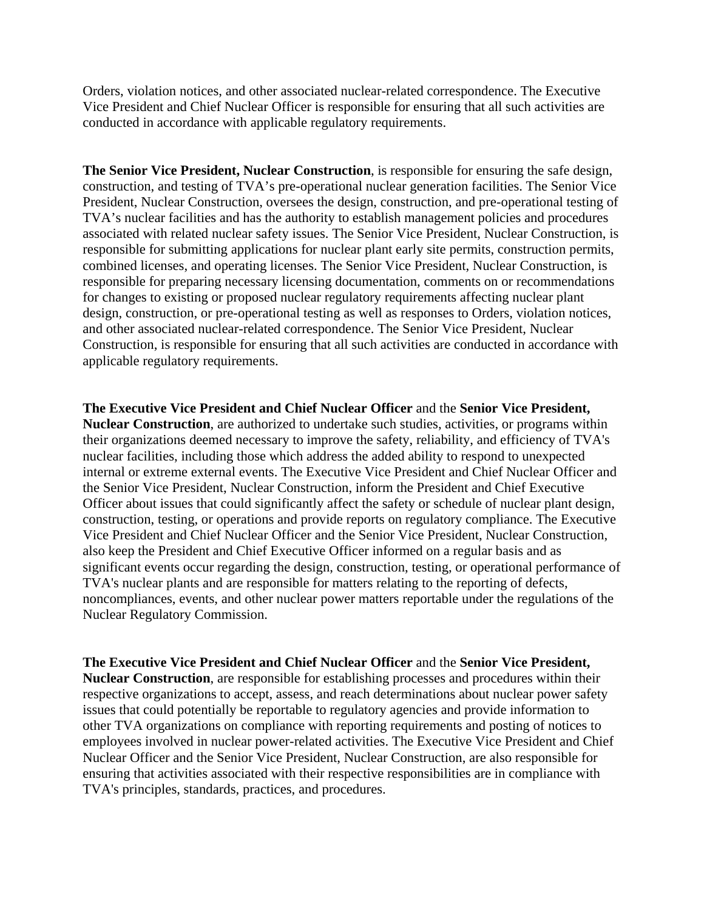Orders, violation notices, and other associated nuclear-related correspondence. The Executive Vice President and Chief Nuclear Officer is responsible for ensuring that all such activities are conducted in accordance with applicable regulatory requirements.

**The Senior Vice President, Nuclear Construction**, is responsible for ensuring the safe design, construction, and testing of TVA's pre-operational nuclear generation facilities. The Senior Vice President, Nuclear Construction, oversees the design, construction, and pre-operational testing of TVA's nuclear facilities and has the authority to establish management policies and procedures associated with related nuclear safety issues. The Senior Vice President, Nuclear Construction, is responsible for submitting applications for nuclear plant early site permits, construction permits, combined licenses, and operating licenses. The Senior Vice President, Nuclear Construction, is responsible for preparing necessary licensing documentation, comments on or recommendations for changes to existing or proposed nuclear regulatory requirements affecting nuclear plant design, construction, or pre-operational testing as well as responses to Orders, violation notices, and other associated nuclear-related correspondence. The Senior Vice President, Nuclear Construction, is responsible for ensuring that all such activities are conducted in accordance with applicable regulatory requirements.

**The Executive Vice President and Chief Nuclear Officer** and the **Senior Vice President, Nuclear Construction**, are authorized to undertake such studies, activities, or programs within their organizations deemed necessary to improve the safety, reliability, and efficiency of TVA's nuclear facilities, including those which address the added ability to respond to unexpected internal or extreme external events. The Executive Vice President and Chief Nuclear Officer and the Senior Vice President, Nuclear Construction, inform the President and Chief Executive Officer about issues that could significantly affect the safety or schedule of nuclear plant design, construction, testing, or operations and provide reports on regulatory compliance. The Executive Vice President and Chief Nuclear Officer and the Senior Vice President, Nuclear Construction, also keep the President and Chief Executive Officer informed on a regular basis and as significant events occur regarding the design, construction, testing, or operational performance of TVA's nuclear plants and are responsible for matters relating to the reporting of defects, noncompliances, events, and other nuclear power matters reportable under the regulations of the Nuclear Regulatory Commission.

**The Executive Vice President and Chief Nuclear Officer** and the **Senior Vice President, Nuclear Construction**, are responsible for establishing processes and procedures within their respective organizations to accept, assess, and reach determinations about nuclear power safety issues that could potentially be reportable to regulatory agencies and provide information to other TVA organizations on compliance with reporting requirements and posting of notices to employees involved in nuclear power-related activities. The Executive Vice President and Chief Nuclear Officer and the Senior Vice President, Nuclear Construction, are also responsible for ensuring that activities associated with their respective responsibilities are in compliance with TVA's principles, standards, practices, and procedures.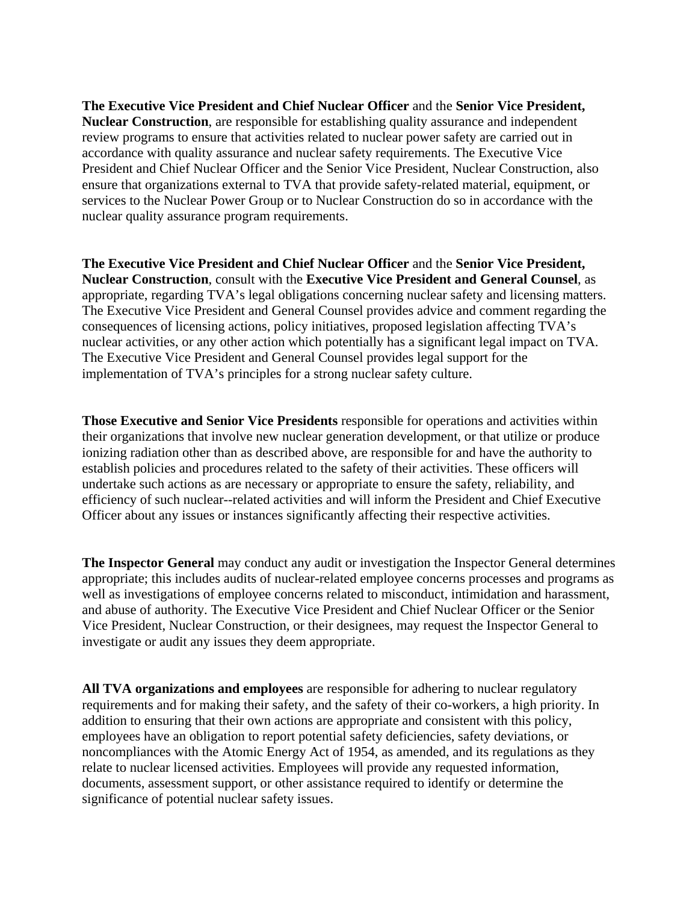**The Executive Vice President and Chief Nuclear Officer** and the **Senior Vice President, Nuclear Construction**, are responsible for establishing quality assurance and independent review programs to ensure that activities related to nuclear power safety are carried out in accordance with quality assurance and nuclear safety requirements. The Executive Vice President and Chief Nuclear Officer and the Senior Vice President, Nuclear Construction, also ensure that organizations external to TVA that provide safety-related material, equipment, or services to the Nuclear Power Group or to Nuclear Construction do so in accordance with the nuclear quality assurance program requirements.

**The Executive Vice President and Chief Nuclear Officer** and the **Senior Vice President, Nuclear Construction**, consult with the **Executive Vice President and General Counsel**, as appropriate, regarding TVA's legal obligations concerning nuclear safety and licensing matters. The Executive Vice President and General Counsel provides advice and comment regarding the consequences of licensing actions, policy initiatives, proposed legislation affecting TVA's nuclear activities, or any other action which potentially has a significant legal impact on TVA. The Executive Vice President and General Counsel provides legal support for the implementation of TVA's principles for a strong nuclear safety culture.

**Those Executive and Senior Vice Presidents** responsible for operations and activities within their organizations that involve new nuclear generation development, or that utilize or produce ionizing radiation other than as described above, are responsible for and have the authority to establish policies and procedures related to the safety of their activities. These officers will undertake such actions as are necessary or appropriate to ensure the safety, reliability, and efficiency of such nuclear--related activities and will inform the President and Chief Executive Officer about any issues or instances significantly affecting their respective activities.

**The Inspector General** may conduct any audit or investigation the Inspector General determines appropriate; this includes audits of nuclear-related employee concerns processes and programs as well as investigations of employee concerns related to misconduct, intimidation and harassment, and abuse of authority. The Executive Vice President and Chief Nuclear Officer or the Senior Vice President, Nuclear Construction, or their designees, may request the Inspector General to investigate or audit any issues they deem appropriate.

**All TVA organizations and employees** are responsible for adhering to nuclear regulatory requirements and for making their safety, and the safety of their co-workers, a high priority. In addition to ensuring that their own actions are appropriate and consistent with this policy, employees have an obligation to report potential safety deficiencies, safety deviations, or noncompliances with the Atomic Energy Act of 1954, as amended, and its regulations as they relate to nuclear licensed activities. Employees will provide any requested information, documents, assessment support, or other assistance required to identify or determine the significance of potential nuclear safety issues.